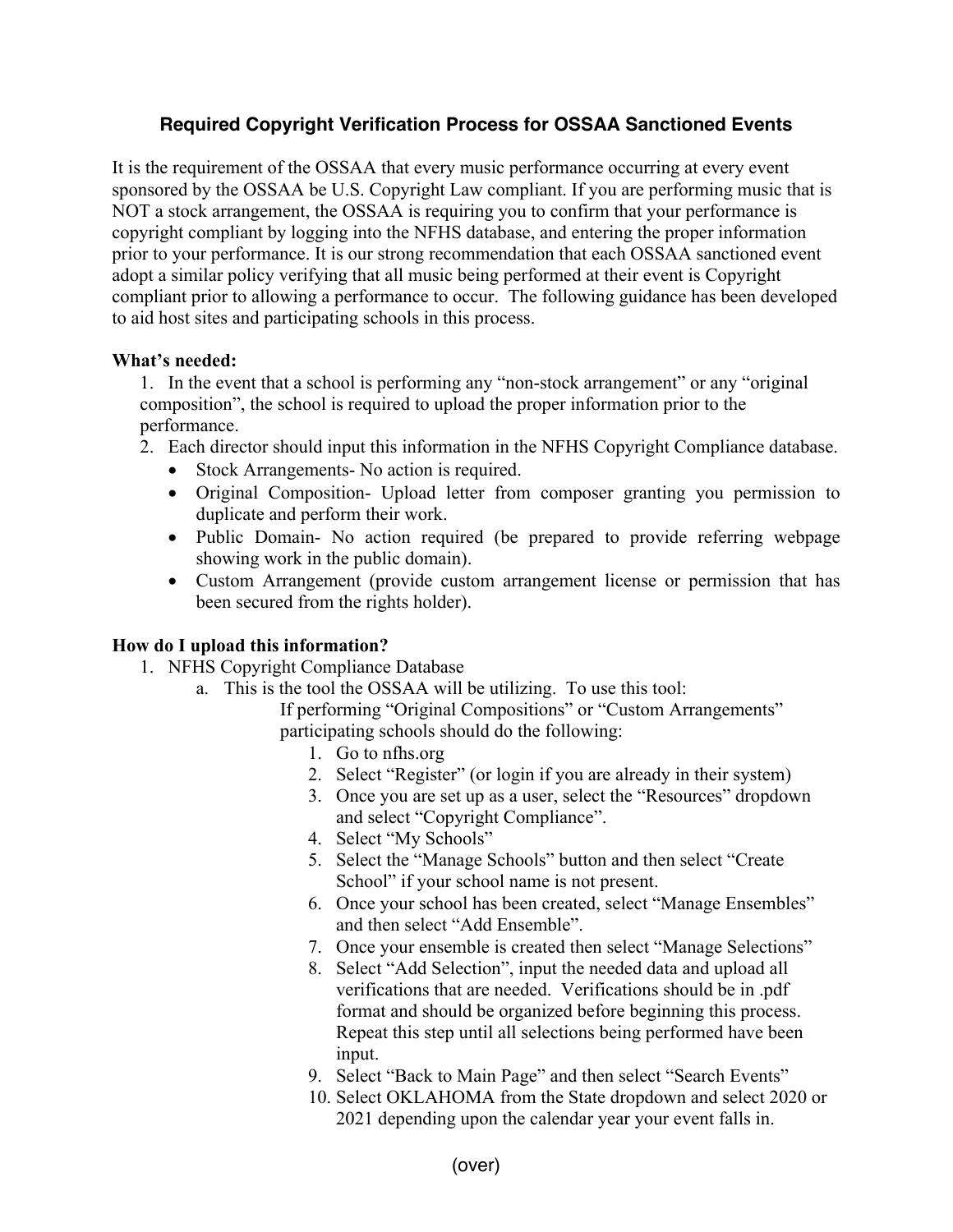## Required Copyright Verification Process for OSSAA Sanctioned Events

It is the requirement of the OSSAA that every music performance occurring at every event sponsored by the OSSAA be U.S. Copyright Law compliant. If you are performing music that is NOT a stock arrangement, the OSSAA is requiring you to confirm that your performance is copyright compliant by logging into the NFHS database, and entering the proper information prior to your performance. It is our strong recommendation that each OSSAA sanctioned event adopt a similar policy verifying that all music being performed at their event is Copyright compliant prior to allowing a performance to occur. The following guidance has been developed to aid host sites and participating schools in this process.

**What's needed:**

1. In the event that a school is performing any "non-stock arrangement" or any "original composition", the school is required to upload the proper information prior to the performance.
2. Each director should input this information in the NFHS Copyright Compliance database.
   - Stock Arrangements- No action is required.
   - Original Composition- Upload letter from composer granting you permission to duplicate and perform their work.
   - Public Domain- No action required (be prepared to provide referring webpage showing work in the public domain).
   - Custom Arrangement (provide custom arrangement license or permission that has been secured from the rights holder).

**How do I upload this information?**

1. NFHS Copyright Compliance Database
   a. This is the tool the OSSAA will be utilizing. To use this tool:
      If performing "Original Compositions" or "Custom Arrangements" participating schools should do the following:
      1. Go to nfhs.org
      2. Select "Register" (or login if you are already in their system)
      3. Once you are set up as a user, select the "Resources" dropdown and select "Copyright Compliance".
      4. Select "My Schools"
      5. Select the "Manage Schools" button and then select "Create School" if your school name is not present.
      6. Once your school has been created, select "Manage Ensembles" and then select "Add Ensemble".
      7. Once your ensemble is created then select "Manage Selections"
      8. Select "Add Selection", input the needed data and upload all verifications that are needed. Verifications should be in .pdf format and should be organized before beginning this process. Repeat this step until all selections being performed have been input.
      9. Select "Back to Main Page" and then select "Search Events"
      10. Select OKLAHOMA from the State dropdown and select 2020 or 2021 depending upon the calendar year your event falls in.

(over)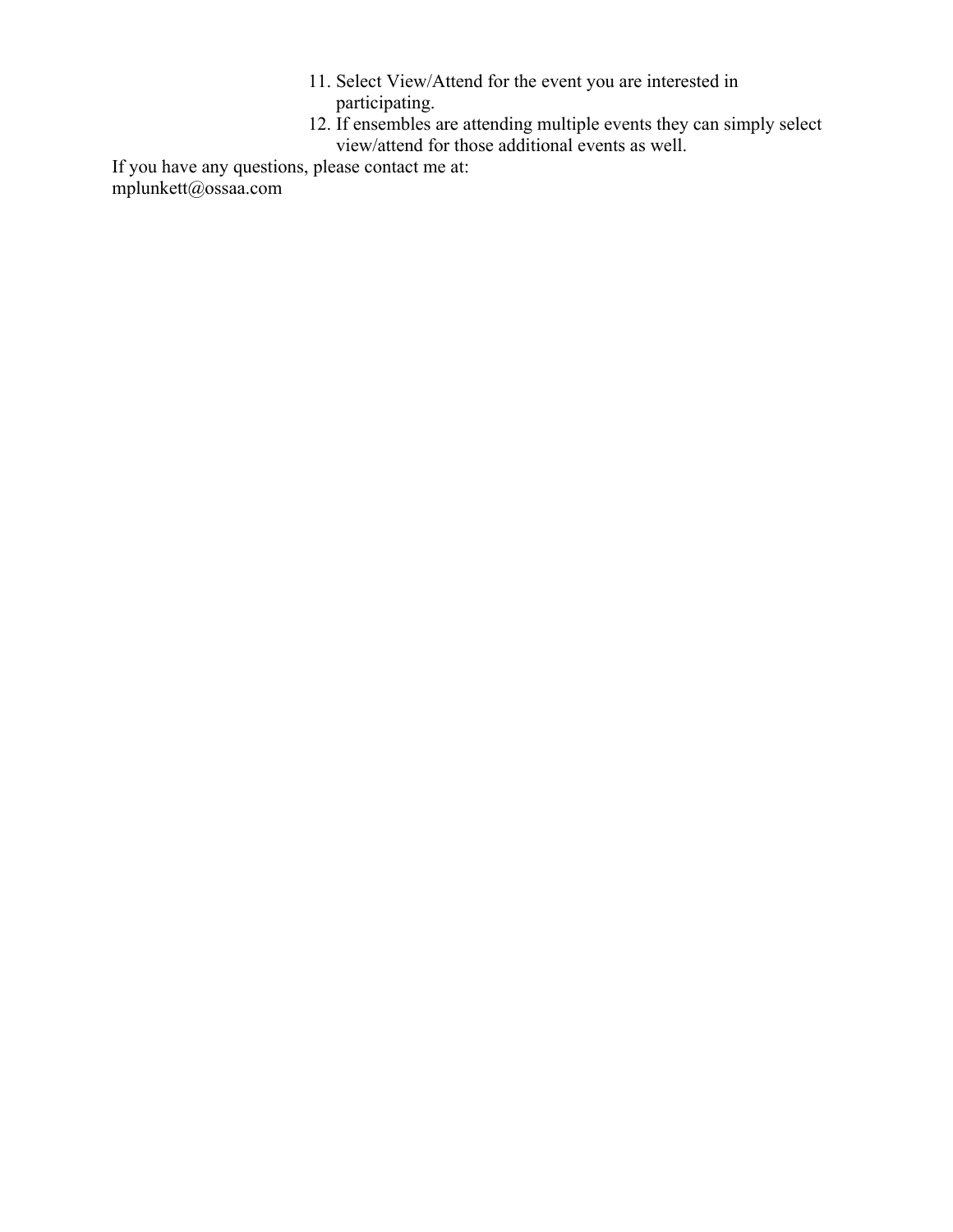11. Select View/Attend for the event you are interested in participating.
12. If ensembles are attending multiple events they can simply select view/attend for those additional events as well.

If you have any questions, please contact me at:
mplunkett@ossaa.com